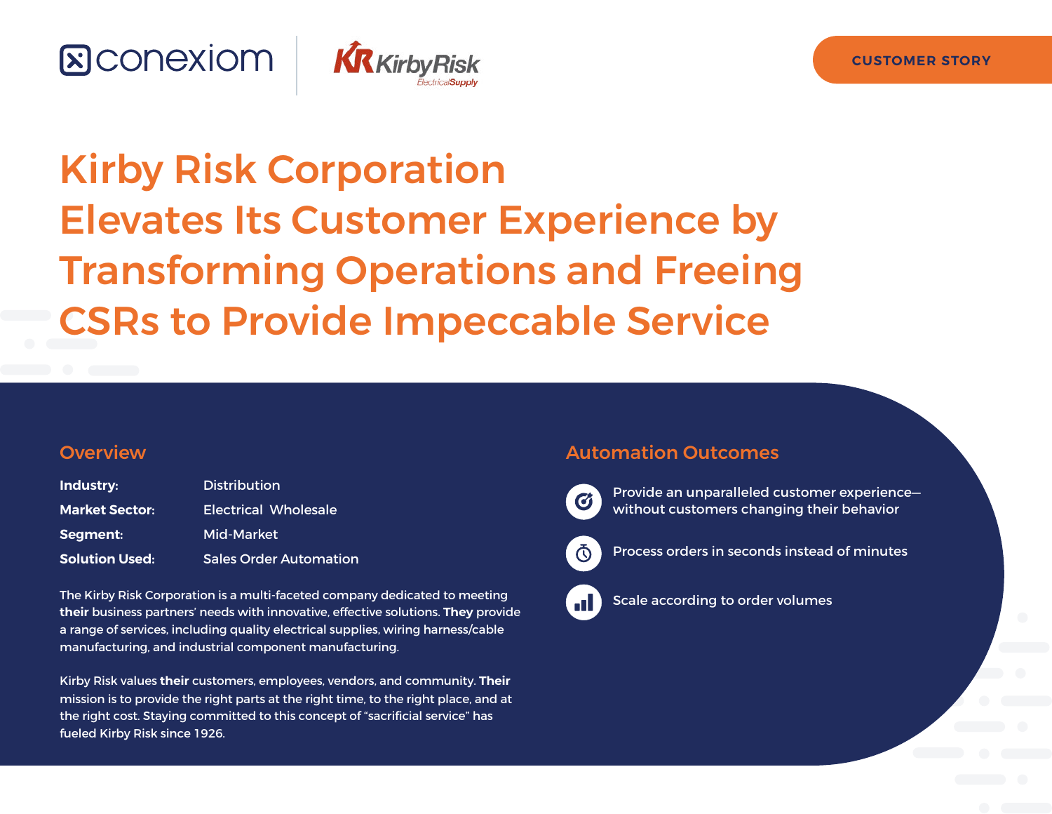CUSTOMER STORY

# Kirby Risk Corporation Elevates Its Customer Experience by Transforming Operations and Freeing CSRs to Provide Impeccable Service

## Overview

| | |
|---|---|
| **Industry:** | Distribution |
| **Market Sector:** | Electrical Wholesale |
| **Segment:** | Mid-Market |
| **Solution Used:** | Sales Order Automation |

The Kirby Risk Corporation is a multi-faceted company dedicated to meeting **their** business partners' needs with innovative, effective solutions. **They** provide a range of services, including quality electrical supplies, wiring harness/cable manufacturing, and industrial component manufacturing.

Kirby Risk values **their** customers, employees, vendors, and community. **Their** mission is to provide the right parts at the right time, to the right place, and at the right cost. Staying committed to this concept of "sacrificial service" has fueled Kirby Risk since 1926.

## Automation Outcomes

- Provide an unparalleled customer experience—without customers changing their behavior
- Process orders in seconds instead of minutes
- Scale according to order volumes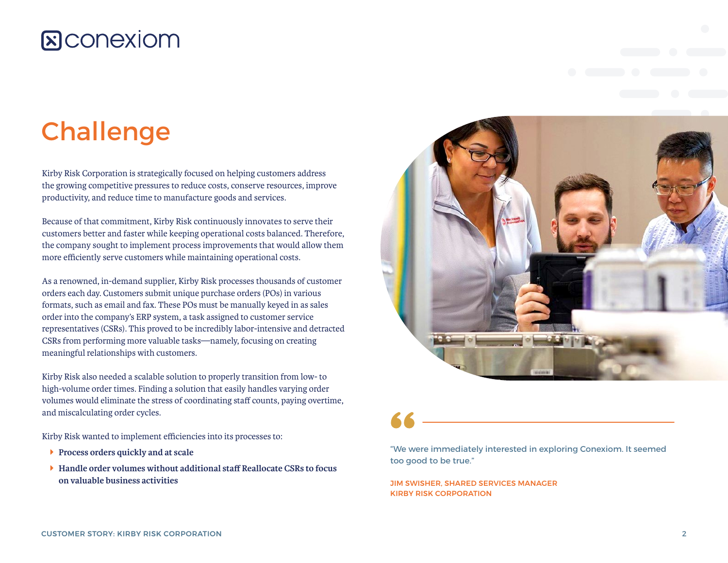# Challenge

Kirby Risk Corporation is strategically focused on helping customers address the growing competitive pressures to reduce costs, conserve resources, improve productivity, and reduce time to manufacture goods and services.

Because of that commitment, Kirby Risk continuously innovates to serve their customers better and faster while keeping operational costs balanced. Therefore, the company sought to implement process improvements that would allow them more efficiently serve customers while maintaining operational costs.

As a renowned, in-demand supplier, Kirby Risk processes thousands of customer orders each day. Customers submit unique purchase orders (POs) in various formats, such as email and fax. These POs must be manually keyed in as sales order into the company's ERP system, a task assigned to customer service representatives (CSRs). This proved to be incredibly labor-intensive and detracted CSRs from performing more valuable tasks—namely, focusing on creating meaningful relationships with customers.

Kirby Risk also needed a scalable solution to properly transition from low- to high-volume order times. Finding a solution that easily handles varying order volumes would eliminate the stress of coordinating staff counts, paying overtime, and miscalculating order cycles.

Kirby Risk wanted to implement efficiencies into its processes to:

- **Process orders quickly and at scale**
- **Handle order volumes without additional staff Reallocate CSRs to focus on valuable business activities**

> "We were immediately interested in exploring Conexiom. It seemed too good to be true."
>
> JIM SWISHER, SHARED SERVICES MANAGER
> KIRBY RISK CORPORATION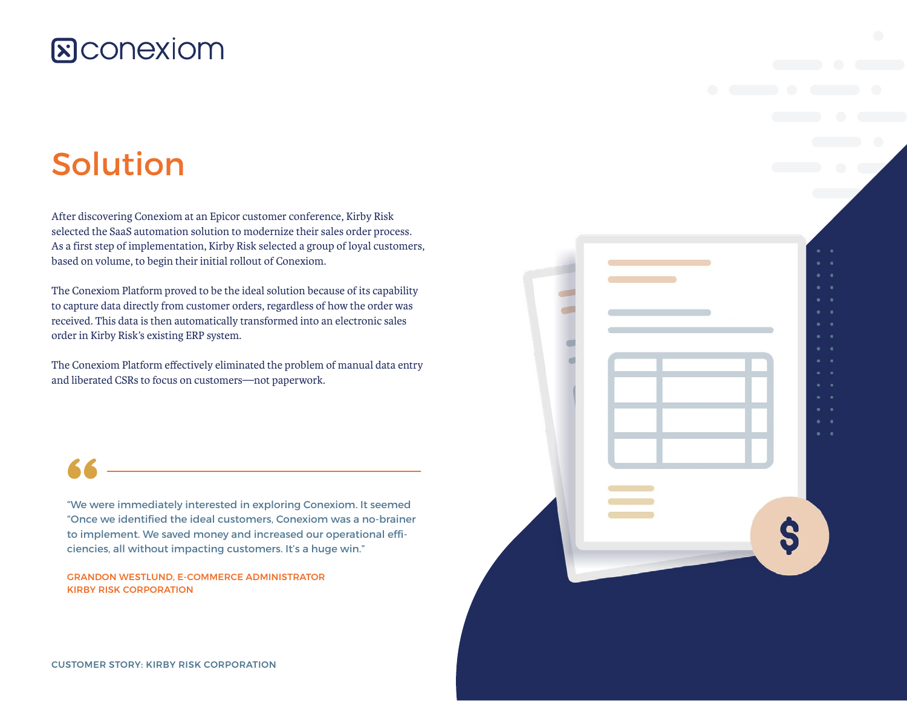# Solution

After discovering Conexiom at an Epicor customer conference, Kirby Risk selected the SaaS automation solution to modernize their sales order process. As a first step of implementation, Kirby Risk selected a group of loyal customers, based on volume, to begin their initial rollout of Conexiom.

The Conexiom Platform proved to be the ideal solution because of its capability to capture data directly from customer orders, regardless of how the order was received. This data is then automatically transformed into an electronic sales order in Kirby Risk's existing ERP system.

The Conexiom Platform effectively eliminated the problem of manual data entry and liberated CSRs to focus on customers—not paperwork.

> "We were immediately interested in exploring Conexiom. It seemed "Once we identified the ideal customers, Conexiom was a no-brainer to implement. We saved money and increased our operational efficiencies, all without impacting customers. It's a huge win."
>
> GRANDON WESTLUND, E-COMMERCE ADMINISTRATOR
> KIRBY RISK CORPORATION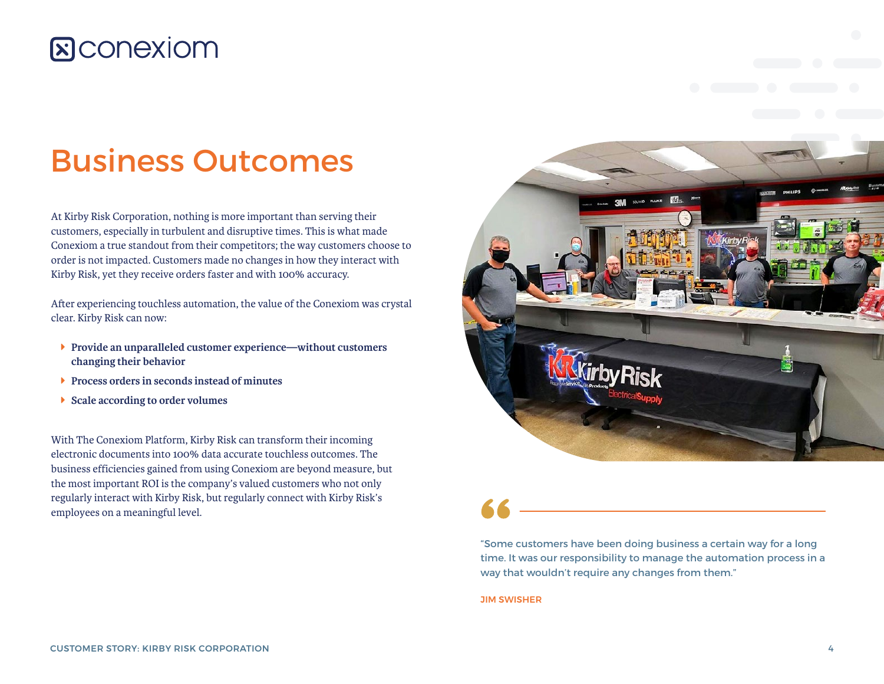# Business Outcomes

At Kirby Risk Corporation, nothing is more important than serving their customers, especially in turbulent and disruptive times. This is what made Conexiom a true standout from their competitors; the way customers choose to order is not impacted. Customers made no changes in how they interact with Kirby Risk, yet they receive orders faster and with 100% accuracy.

After experiencing touchless automation, the value of the Conexiom was crystal clear. Kirby Risk can now:

- **Provide an unparalleled customer experience—without customers changing their behavior**
- **Process orders in seconds instead of minutes**
- **Scale according to order volumes**

With The Conexiom Platform, Kirby Risk can transform their incoming electronic documents into 100% data accurate touchless outcomes. The business efficiencies gained from using Conexiom are beyond measure, but the most important ROI is the company's valued customers who not only regularly interact with Kirby Risk, but regularly connect with Kirby Risk's employees on a meaningful level.

> "Some customers have been doing business a certain way for a long time. It was our responsibility to manage the automation process in a way that wouldn't require any changes from them."
>
> **JIM SWISHER**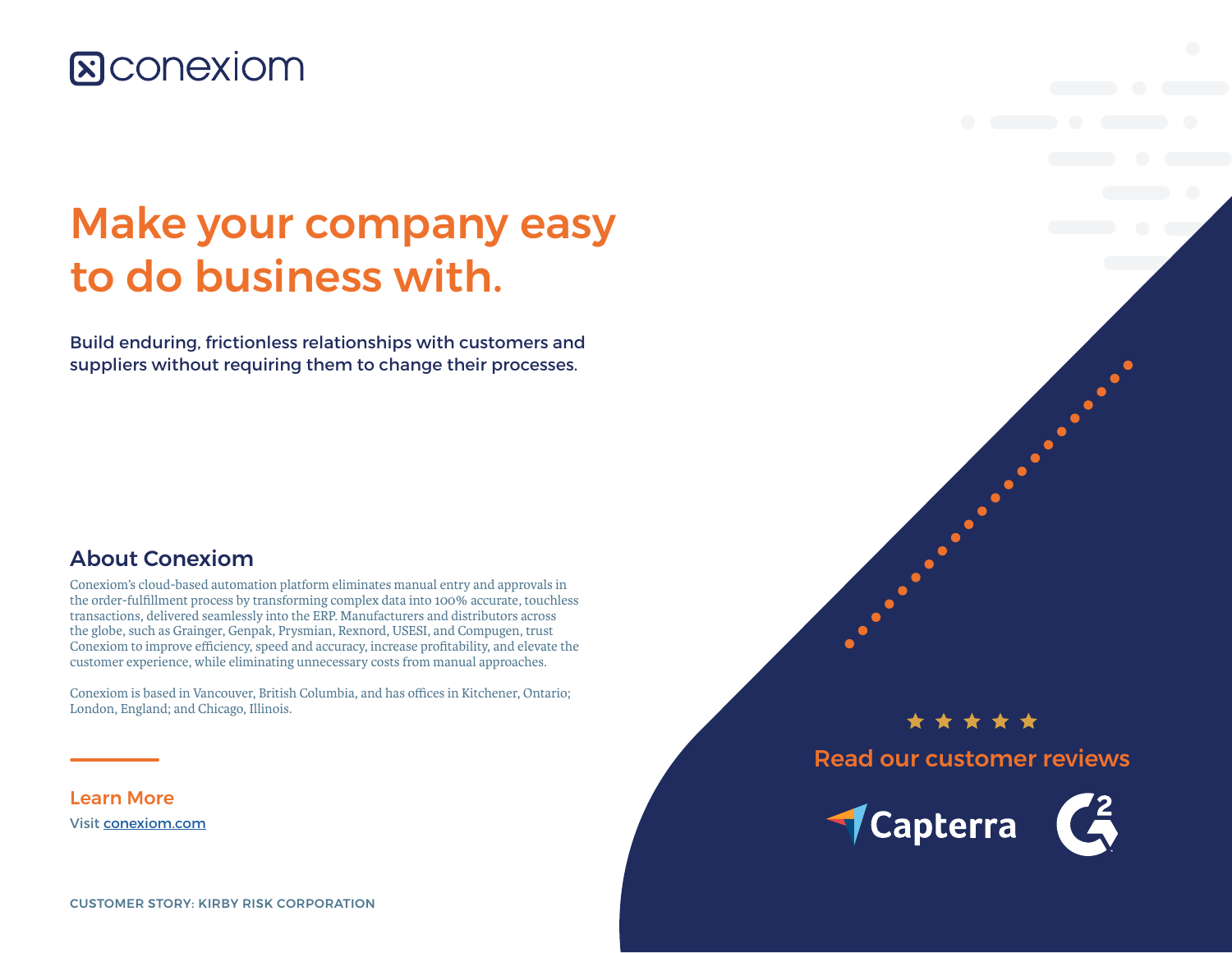conexiom

# Make your company easy to do business with.

Build enduring, frictionless relationships with customers and suppliers without requiring them to change their processes.

## About Conexiom

Conexiom's cloud-based automation platform eliminates manual entry and approvals in the order-fulfillment process by transforming complex data into 100% accurate, touchless transactions, delivered seamlessly into the ERP. Manufacturers and distributors across the globe, such as Grainger, Genpak, Prysmian, Rexnord, USESI, and Compugen, trust Conexiom to improve efficiency, speed and accuracy, increase profitability, and elevate the customer experience, while eliminating unnecessary costs from manual approaches.

Conexiom is based in Vancouver, British Columbia, and has offices in Kitchener, Ontario; London, England; and Chicago, Illinois.

**Learn More**

Visit [conexiom.com](conexiom.com)

★ ★ ★ ★ ★

**Read our customer reviews**

Capterra

G2

CUSTOMER STORY: KIRBY RISK CORPORATION